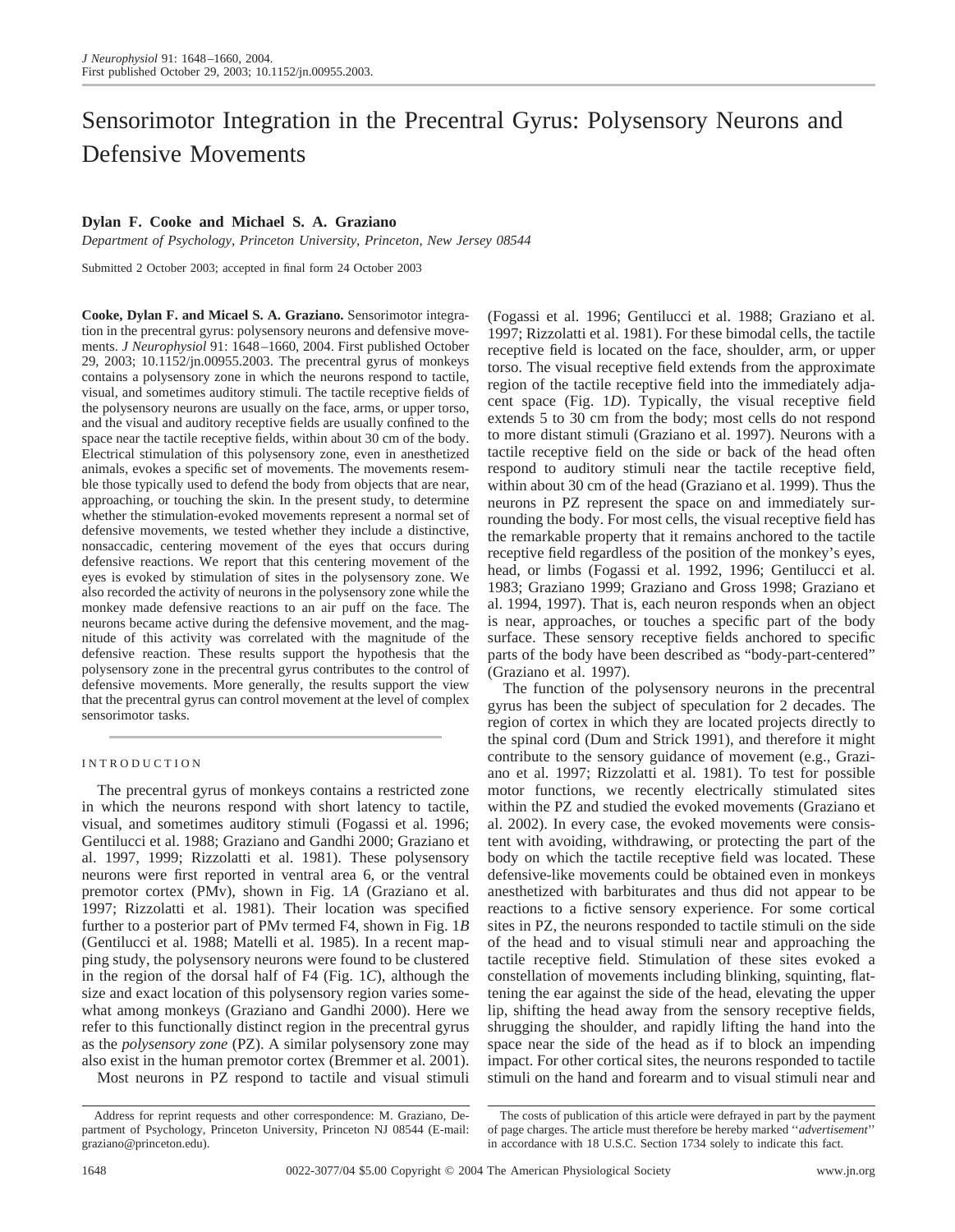# Sensorimotor Integration in the Precentral Gyrus: Polysensory Neurons and Defensive Movements

**Dylan F. Cooke and Michael S. A. Graziano**

*Department of Psychology, Princeton University, Princeton, New Jersey 08544*

Submitted 2 October 2003; accepted in final form 24 October 2003

**Cooke, Dylan F. and Micael S. A. Graziano.** Sensorimotor integration in the precentral gyrus: polysensory neurons and defensive movements. *J Neurophysiol* 91: 1648–1660, 2004. First published October 29, 2003; 10.1152/jn.00955.2003. The precentral gyrus of monkeys contains a polysensory zone in which the neurons respond to tactile, visual, and sometimes auditory stimuli. The tactile receptive fields of the polysensory neurons are usually on the face, arms, or upper torso, and the visual and auditory receptive fields are usually confined to the space near the tactile receptive fields, within about 30 cm of the body. Electrical stimulation of this polysensory zone, even in anesthetized animals, evokes a specific set of movements. The movements resemble those typically used to defend the body from objects that are near, approaching, or touching the skin. In the present study, to determine whether the stimulation-evoked movements represent a normal set of defensive movements, we tested whether they include a distinctive, nonsaccadic, centering movement of the eyes that occurs during defensive reactions. We report that this centering movement of the eyes is evoked by stimulation of sites in the polysensory zone. We also recorded the activity of neurons in the polysensory zone while the monkey made defensive reactions to an air puff on the face. The neurons became active during the defensive movement, and the magnitude of this activity was correlated with the magnitude of the defensive reaction. These results support the hypothesis that the polysensory zone in the precentral gyrus contributes to the control of defensive movements. More generally, the results support the view that the precentral gyrus can control movement at the level of complex sensorimotor tasks.

## INTRODUCTION

The precentral gyrus of monkeys contains a restricted zone in which the neurons respond with short latency to tactile, visual, and sometimes auditory stimuli (Fogassi et al. 1996; Gentilucci et al. 1988; Graziano and Gandhi 2000; Graziano et al. 1997, 1999; Rizzolatti et al. 1981). These polysensory neurons were first reported in ventral area 6, or the ventral premotor cortex (PMv), shown in Fig. 1*A* (Graziano et al. 1997; Rizzolatti et al. 1981). Their location was specified further to a posterior part of PMv termed F4, shown in Fig. 1*B* (Gentilucci et al. 1988; Matelli et al. 1985). In a recent mapping study, the polysensory neurons were found to be clustered in the region of the dorsal half of F4 (Fig. 1*C*), although the size and exact location of this polysensory region varies somewhat among monkeys (Graziano and Gandhi 2000). Here we refer to this functionally distinct region in the precentral gyrus as the *polysensory zone* (PZ). A similar polysensory zone may also exist in the human premotor cortex (Bremmer et al. 2001).

Most neurons in PZ respond to tactile and visual stimuli (Fogassi et al. 1996; Gentilucci et al. 1988; Graziano et al. 1997; Rizzolatti et al. 1981). For these bimodal cells, the tactile receptive field is located on the face, shoulder, arm, or upper torso. The visual receptive field extends from the approximate region of the tactile receptive field into the immediately adjacent space (Fig. 1*D*). Typically, the visual receptive field extends 5 to 30 cm from the body; most cells do not respond to more distant stimuli (Graziano et al. 1997). Neurons with a tactile receptive field on the side or back of the head often respond to auditory stimuli near the tactile receptive field, within about 30 cm of the head (Graziano et al. 1999). Thus the neurons in PZ represent the space on and immediately surrounding the body. For most cells, the visual receptive field has the remarkable property that it remains anchored to the tactile receptive field regardless of the position of the monkey's eyes, head, or limbs (Fogassi et al. 1992, 1996; Gentilucci et al. 1983; Graziano 1999; Graziano and Gross 1998; Graziano et al. 1994, 1997). That is, each neuron responds when an object is near, approaches, or touches a specific part of the body surface. These sensory receptive fields anchored to specific parts of the body have been described as "body-part-centered" (Graziano et al. 1997).

The function of the polysensory neurons in the precentral gyrus has been the subject of speculation for 2 decades. The region of cortex in which they are located projects directly to the spinal cord (Dum and Strick 1991), and therefore it might contribute to the sensory guidance of movement (e.g., Graziano et al. 1997; Rizzolatti et al. 1981). To test for possible motor functions, we recently electrically stimulated sites within the PZ and studied the evoked movements (Graziano et al. 2002). In every case, the evoked movements were consistent with avoiding, withdrawing, or protecting the part of the body on which the tactile receptive field was located. These defensive-like movements could be obtained even in monkeys anesthetized with barbiturates and thus did not appear to be reactions to a fictive sensory experience. For some cortical sites in PZ, the neurons responded to tactile stimuli on the side of the head and to visual stimuli near and approaching the tactile receptive field. Stimulation of these sites evoked a constellation of movements including blinking, squinting, flattening the ear against the side of the head, elevating the upper lip, shifting the head away from the sensory receptive fields, shrugging the shoulder, and rapidly lifting the hand into the space near the side of the head as if to block an impending impact. For other cortical sites, the neurons responded to tactile stimuli on the hand and forearm and to visual stimuli near and

Address for reprint requests and other correspondence: M. Graziano, Department of Psychology, Princeton University, Princeton NJ 08544 (E-mail: graziano@princeton.edu).

The costs of publication of this article were defrayed in part by the payment of page charges. The article must therefore be hereby marked "*advertisement*" in accordance with 18 U.S.C. Section 1734 solely to indicate this fact.

0022-3077/04 $5.00 Copyright © 2004 The American Physiological Society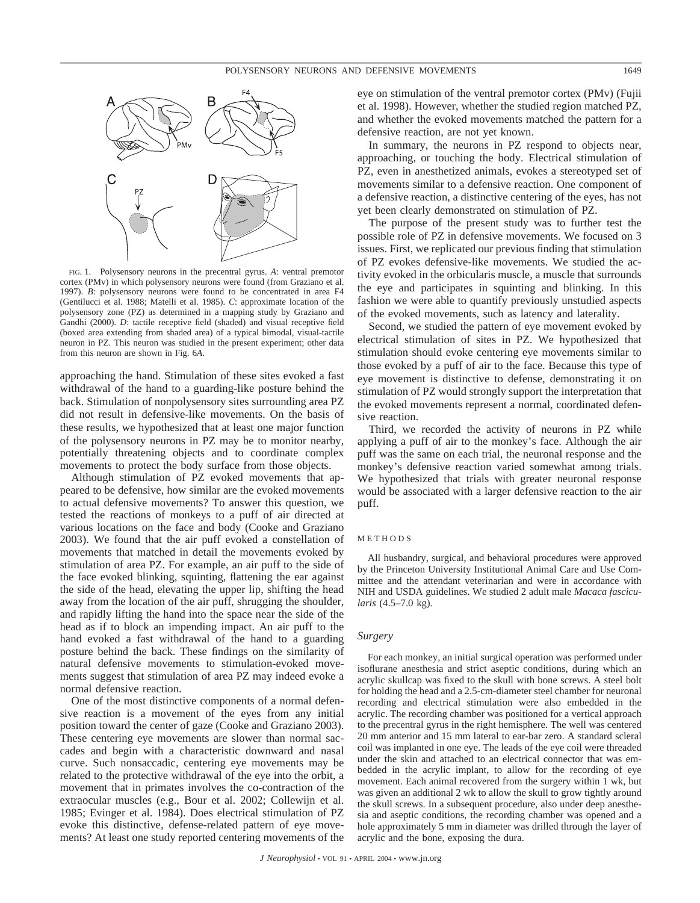A B C D F4 PMv F5 PZ

FIG. 1. Polysensory neurons in the precentral gyrus. *A*: ventral premotor cortex (PMv) in which polysensory neurons were found (from Graziano et al. 1997). *B*: polysensory neurons were found to be concentrated in area F4 (Gentilucci et al. 1988; Matelli et al. 1985). *C*: approximate location of the polysensory zone (PZ) as determined in a mapping study by Graziano and Gandhi (2000). *D*: tactile receptive field (shaded) and visual receptive field (boxed area extending from shaded area) of a typical bimodal, visual-tactile neuron in PZ. This neuron was studied in the present experiment; other data from this neuron are shown in Fig. 6*A*.

approaching the hand. Stimulation of these sites evoked a fast withdrawal of the hand to a guarding-like posture behind the back. Stimulation of nonpolysensory sites surrounding area PZ did not result in defensive-like movements. On the basis of these results, we hypothesized that at least one major function of the polysensory neurons in PZ may be to monitor nearby, potentially threatening objects and to coordinate complex movements to protect the body surface from those objects.

Although stimulation of PZ evoked movements that appeared to be defensive, how similar are the evoked movements to actual defensive movements? To answer this question, we tested the reactions of monkeys to a puff of air directed at various locations on the face and body (Cooke and Graziano 2003). We found that the air puff evoked a constellation of movements that matched in detail the movements evoked by stimulation of area PZ. For example, an air puff to the side of the face evoked blinking, squinting, flattening the ear against the side of the head, elevating the upper lip, shifting the head away from the location of the air puff, shrugging the shoulder, and rapidly lifting the hand into the space near the side of the head as if to block an impending impact. An air puff to the hand evoked a fast withdrawal of the hand to a guarding posture behind the back. These findings on the similarity of natural defensive movements to stimulation-evoked movements suggest that stimulation of area PZ may indeed evoke a normal defensive reaction.

One of the most distinctive components of a normal defensive reaction is a movement of the eyes from any initial position toward the center of gaze (Cooke and Graziano 2003). These centering eye movements are slower than normal saccades and begin with a characteristic downward and nasal curve. Such nonsaccadic, centering eye movements may be related to the protective withdrawal of the eye into the orbit, a movement that in primates involves the co-contraction of the extraocular muscles (e.g., Bour et al. 2002; Collewijn et al. 1985; Evinger et al. 1984). Does electrical stimulation of PZ evoke this distinctive, defense-related pattern of eye movements? At least one study reported centering movements of the eye on stimulation of the ventral premotor cortex (PMv) (Fujii et al. 1998). However, whether the studied region matched PZ, and whether the evoked movements matched the pattern for a defensive reaction, are not yet known.

In summary, the neurons in PZ respond to objects near, approaching, or touching the body. Electrical stimulation of PZ, even in anesthetized animals, evokes a stereotyped set of movements similar to a defensive reaction. One component of a defensive reaction, a distinctive centering of the eyes, has not yet been clearly demonstrated on stimulation of PZ.

The purpose of the present study was to further test the possible role of PZ in defensive movements. We focused on 3 issues. First, we replicated our previous finding that stimulation of PZ evokes defensive-like movements. We studied the activity evoked in the orbicularis muscle, a muscle that surrounds the eye and participates in squinting and blinking. In this fashion we were able to quantify previously unstudied aspects of the evoked movements, such as latency and laterality.

Second, we studied the pattern of eye movement evoked by electrical stimulation of sites in PZ. We hypothesized that stimulation should evoke centering eye movements similar to those evoked by a puff of air to the face. Because this type of eye movement is distinctive to defense, demonstrating it on stimulation of PZ would strongly support the interpretation that the evoked movements represent a normal, coordinated defensive reaction.

Third, we recorded the activity of neurons in PZ while applying a puff of air to the monkey's face. Although the air puff was the same on each trial, the neuronal response and the monkey's defensive reaction varied somewhat among trials. We hypothesized that trials with greater neuronal response would be associated with a larger defensive reaction to the air puff.

## METHODS

All husbandry, surgical, and behavioral procedures were approved by the Princeton University Institutional Animal Care and Use Committee and the attendant veterinarian and were in accordance with NIH and USDA guidelines. We studied 2 adult male *Macaca fascicularis* (4.5–7.0 kg).

### *Surgery*

For each monkey, an initial surgical operation was performed under isoflurane anesthesia and strict aseptic conditions, during which an acrylic skullcap was fixed to the skull with bone screws. A steel bolt for holding the head and a 2.5-cm-diameter steel chamber for neuronal recording and electrical stimulation were also embedded in the acrylic. The recording chamber was positioned for a vertical approach to the precentral gyrus in the right hemisphere. The well was centered 20 mm anterior and 15 mm lateral to ear-bar zero. A standard scleral coil was implanted in one eye. The leads of the eye coil were threaded under the skin and attached to an electrical connector that was embedded in the acrylic implant, to allow for the recording of eye movement. Each animal recovered from the surgery within 1 wk, but was given an additional 2 wk to allow the skull to grow tightly around the skull screws. In a subsequent procedure, also under deep anesthesia and aseptic conditions, the recording chamber was opened and a hole approximately 5 mm in diameter was drilled through the layer of acrylic and the bone, exposing the dura.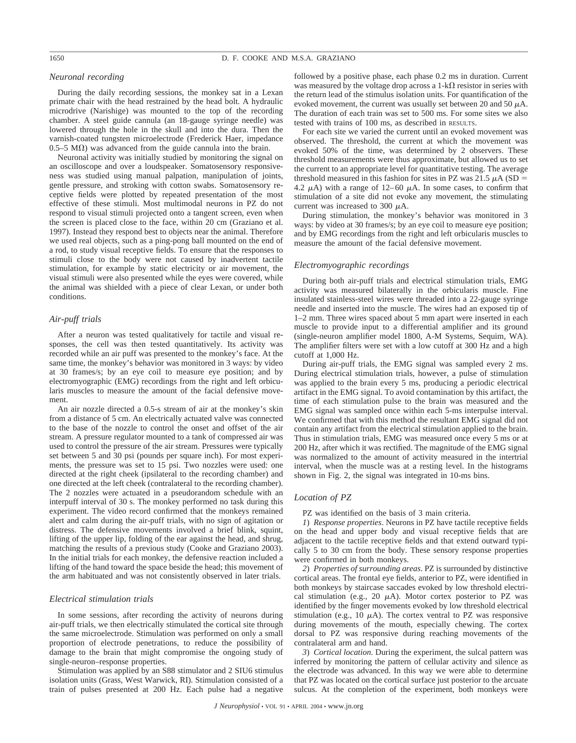### *Neuronal recording*

During the daily recording sessions, the monkey sat in a Lexan primate chair with the head restrained by the head bolt. A hydraulic microdrive (Narishige) was mounted to the top of the recording chamber. A steel guide cannula (an 18-gauge syringe needle) was lowered through the hole in the skull and into the dura. Then the varnish-coated tungsten microelectrode (Frederick Haer, impedance 0.5–5 MΩ) was advanced from the guide cannula into the brain.

Neuronal activity was initially studied by monitoring the signal on an oscilloscope and over a loudspeaker. Somatosensory responsiveness was studied using manual palpation, manipulation of joints, gentle pressure, and stroking with cotton swabs. Somatosensory receptive fields were plotted by repeated presentation of the most effective of these stimuli. Most multimodal neurons in PZ do not respond to visual stimuli projected onto a tangent screen, even when the screen is placed close to the face, within 20 cm (Graziano et al. 1997). Instead they respond best to objects near the animal. Therefore we used real objects, such as a ping-pong ball mounted on the end of a rod, to study visual receptive fields. To ensure that the responses to stimuli close to the body were not caused by inadvertent tactile stimulation, for example by static electricity or air movement, the visual stimuli were also presented while the eyes were covered, while the animal was shielded with a piece of clear Lexan, or under both conditions.

### *Air-puff trials*

After a neuron was tested qualitatively for tactile and visual responses, the cell was then tested quantitatively. Its activity was recorded while an air puff was presented to the monkey's face. At the same time, the monkey's behavior was monitored in 3 ways: by video at 30 frames/s; by an eye coil to measure eye position; and by electromyographic (EMG) recordings from the right and left orbicularis muscles to measure the amount of the facial defensive movement.

An air nozzle directed a 0.5-s stream of air at the monkey's skin from a distance of 5 cm. An electrically actuated valve was connected to the base of the nozzle to control the onset and offset of the air stream. A pressure regulator mounted to a tank of compressed air was used to control the pressure of the air stream. Pressures were typically set between 5 and 30 psi (pounds per square inch). For most experiments, the pressure was set to 15 psi. Two nozzles were used: one directed at the right cheek (ipsilateral to the recording chamber) and one directed at the left cheek (contralateral to the recording chamber). The 2 nozzles were actuated in a pseudorandom schedule with an interpuff interval of 30 s. The monkey performed no task during this experiment. The video record confirmed that the monkeys remained alert and calm during the air-puff trials, with no sign of agitation or distress. The defensive movements involved a brief blink, squint, lifting of the upper lip, folding of the ear against the head, and shrug, matching the results of a previous study (Cooke and Graziano 2003). In the initial trials for each monkey, the defensive reaction included a lifting of the hand toward the space beside the head; this movement of the arm habituated and was not consistently observed in later trials.

### *Electrical stimulation trials*

In some sessions, after recording the activity of neurons during air-puff trials, we then electrically stimulated the cortical site through the same microelectrode. Stimulation was performed on only a small proportion of electrode penetrations, to reduce the possibility of damage to the brain that might compromise the ongoing study of single-neuron–response properties.

Stimulation was applied by an S88 stimulator and 2 SIU6 stimulus isolation units (Grass, West Warwick, RI). Stimulation consisted of a train of pulses presented at 200 Hz. Each pulse had a negative followed by a positive phase, each phase 0.2 ms in duration. Current was measured by the voltage drop across a 1-kΩ resistor in series with the return lead of the stimulus isolation units. For quantification of the evoked movement, the current was usually set between 20 and 50 μA. The duration of each train was set to 500 ms. For some sites we also tested with trains of 100 ms, as described in RESULTS.

For each site we varied the current until an evoked movement was observed. The threshold, the current at which the movement was evoked 50% of the time, was determined by 2 observers. These threshold measurements were thus approximate, but allowed us to set the current to an appropriate level for quantitative testing. The average threshold measured in this fashion for sites in PZ was 21.5 μA (SD = 4.2 μA) with a range of 12–60 μA. In some cases, to confirm that stimulation of a site did not evoke any movement, the stimulating current was increased to 300 μA.

During stimulation, the monkey's behavior was monitored in 3 ways: by video at 30 frames/s; by an eye coil to measure eye position; and by EMG recordings from the right and left orbicularis muscles to measure the amount of the facial defensive movement.

### *Electromyographic recordings*

During both air-puff trials and electrical stimulation trials, EMG activity was measured bilaterally in the orbicularis muscle. Fine insulated stainless-steel wires were threaded into a 22-gauge syringe needle and inserted into the muscle. The wires had an exposed tip of 1–2 mm. Three wires spaced about 5 mm apart were inserted in each muscle to provide input to a differential amplifier and its ground (single-neuron amplifier model 1800, A-M Systems, Sequim, WA). The amplifier filters were set with a low cutoff at 300 Hz and a high cutoff at 1,000 Hz.

During air-puff trials, the EMG signal was sampled every 2 ms. During electrical stimulation trials, however, a pulse of stimulation was applied to the brain every 5 ms, producing a periodic electrical artifact in the EMG signal. To avoid contamination by this artifact, the time of each stimulation pulse to the brain was measured and the EMG signal was sampled once within each 5-ms interpulse interval. We confirmed that with this method the resultant EMG signal did not contain any artifact from the electrical stimulation applied to the brain. Thus in stimulation trials, EMG was measured once every 5 ms or at 200 Hz, after which it was rectified. The magnitude of the EMG signal was normalized to the amount of activity measured in the intertrial interval, when the muscle was at a resting level. In the histograms shown in Fig. 2, the signal was integrated in 10-ms bins.

### *Location of PZ*

PZ was identified on the basis of 3 main criteria.

*1*) *Response properties*. Neurons in PZ have tactile receptive fields on the head and upper body and visual receptive fields that are adjacent to the tactile receptive fields and that extend outward typically 5 to 30 cm from the body. These sensory response properties were confirmed in both monkeys.

*2*) *Properties of surrounding areas*. PZ is surrounded by distinctive cortical areas. The frontal eye fields, anterior to PZ, were identified in both monkeys by staircase saccades evoked by low threshold electrical stimulation (e.g., 20 μA). Motor cortex posterior to PZ was identified by the finger movements evoked by low threshold electrical stimulation (e.g., 10 μA). The cortex ventral to PZ was responsive during movements of the mouth, especially chewing. The cortex dorsal to PZ was responsive during reaching movements of the contralateral arm and hand.

*3*) *Cortical location*. During the experiment, the sulcal pattern was inferred by monitoring the pattern of cellular activity and silence as the electrode was advanced. In this way we were able to determine that PZ was located on the cortical surface just posterior to the arcuate sulcus. At the completion of the experiment, both monkeys were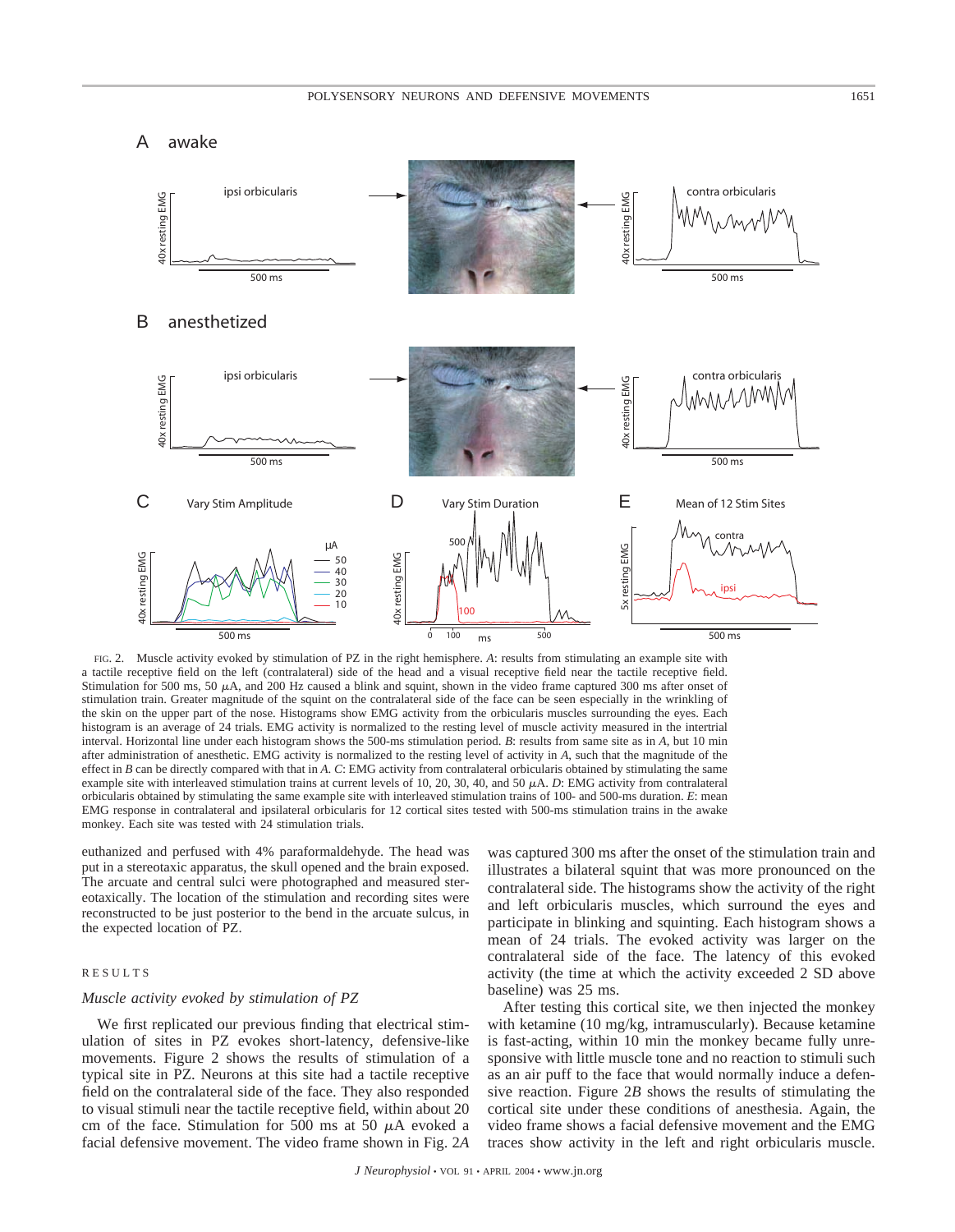FIG. 2. Muscle activity evoked by stimulation of PZ in the right hemisphere. *A*: results from stimulating an example site with a tactile receptive field on the left (contralateral) side of the head and a visual receptive field near the tactile receptive field. Stimulation for 500 ms, 50 $\mu$A, and 200 Hz caused a blink and squint, shown in the video frame captured 300 ms after onset of stimulation train. Greater magnitude of the squint on the contralateral side of the face can be seen especially in the wrinkling of the skin on the upper part of the nose. Histograms show EMG activity from the orbicularis muscles surrounding the eyes. Each histogram is an average of 24 trials. EMG activity is normalized to the resting level of muscle activity measured in the intertrial interval. Horizontal line under each histogram shows the 500-ms stimulation period. *B*: results from same site as in *A*, but 10 min after administration of anesthetic. EMG activity is normalized to the resting level of activity in *A*, such that the magnitude of the effect in *B* can be directly compared with that in *A*. *C*: EMG activity from contralateral orbicularis obtained by stimulating the same example site with interleaved stimulation trains at current levels of 10, 20, 30, 40, and 50 $\mu$A. *D*: EMG activity from contralateral orbicularis obtained by stimulating the same example site with interleaved stimulation trains of 100- and 500-ms duration. *E*: mean EMG response in contralateral and ipsilateral orbicularis for 12 cortical sites tested with 500-ms stimulation trains in the awake monkey. Each site was tested with 24 stimulation trials.

euthanized and perfused with 4% paraformaldehyde. The head was put in a stereotaxic apparatus, the skull opened and the brain exposed. The arcuate and central sulci were photographed and measured stereotaxically. The location of the stimulation and recording sites were reconstructed to be just posterior to the bend in the arcuate sulcus, in the expected location of PZ.

## RESULTS

### *Muscle activity evoked by stimulation of PZ*

We first replicated our previous finding that electrical stimulation of sites in PZ evokes short-latency, defensive-like movements. Figure 2 shows the results of stimulation of a typical site in PZ. Neurons at this site had a tactile receptive field on the contralateral side of the face. They also responded to visual stimuli near the tactile receptive field, within about 20 cm of the face. Stimulation for 500 ms at 50 $\mu$A evoked a facial defensive movement. The video frame shown in Fig. 2*A* was captured 300 ms after the onset of the stimulation train and illustrates a bilateral squint that was more pronounced on the contralateral side. The histograms show the activity of the right and left orbicularis muscles, which surround the eyes and participate in blinking and squinting. Each histogram shows a mean of 24 trials. The evoked activity was larger on the contralateral side of the face. The latency of this evoked activity (the time at which the activity exceeded 2 SD above baseline) was 25 ms.

After testing this cortical site, we then injected the monkey with ketamine (10 mg/kg, intramuscularly). Because ketamine is fast-acting, within 10 min the monkey became fully unresponsive with little muscle tone and no reaction to stimuli such as an air puff to the face that would normally induce a defensive reaction. Figure 2*B* shows the results of stimulating the cortical site under these conditions of anesthesia. Again, the video frame shows a facial defensive movement and the EMG traces show activity in the left and right orbicularis muscle.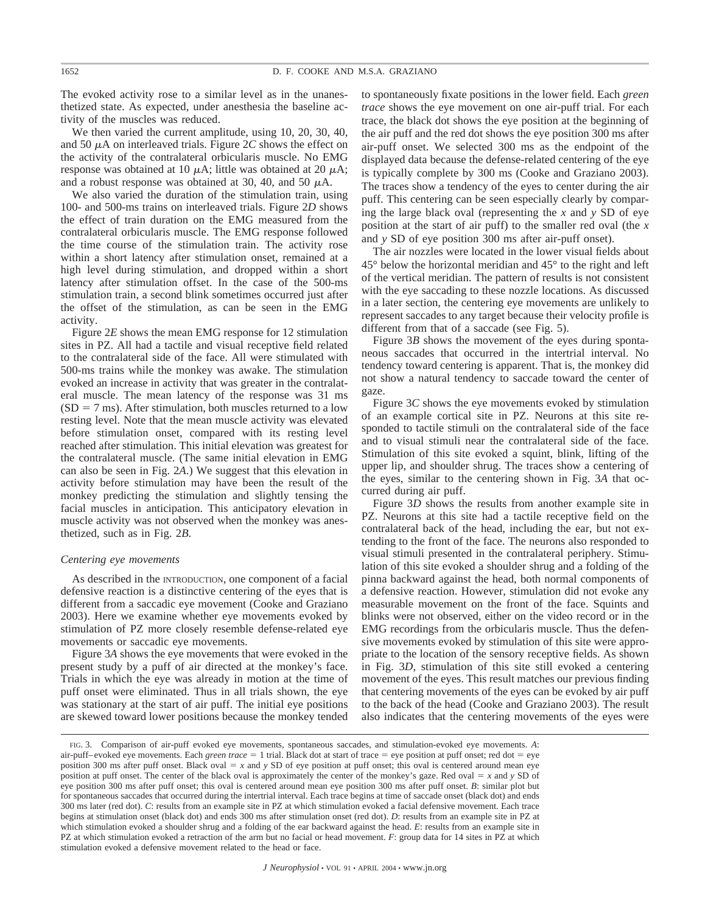The evoked activity rose to a similar level as in the unanesthetized state. As expected, under anesthesia the baseline activity of the muscles was reduced.

We then varied the current amplitude, using 10, 20, 30, 40, and 50 $\mu$A on interleaved trials. Figure 2*C* shows the effect on the activity of the contralateral orbicularis muscle. No EMG response was obtained at 10 $\mu$A; little was obtained at 20 $\mu$A; and a robust response was obtained at 30, 40, and 50 $\mu$A.

We also varied the duration of the stimulation train, using 100- and 500-ms trains on interleaved trials. Figure 2*D* shows the effect of train duration on the EMG measured from the contralateral orbicularis muscle. The EMG response followed the time course of the stimulation train. The activity rose within a short latency after stimulation onset, remained at a high level during stimulation, and dropped within a short latency after stimulation offset. In the case of the 500-ms stimulation train, a second blink sometimes occurred just after the offset of the stimulation, as can be seen in the EMG activity.

Figure 2*E* shows the mean EMG response for 12 stimulation sites in PZ. All had a tactile and visual receptive field related to the contralateral side of the face. All were stimulated with 500-ms trains while the monkey was awake. The stimulation evoked an increase in activity that was greater in the contralateral muscle. The mean latency of the response was 31 ms (SD = 7 ms). After stimulation, both muscles returned to a low resting level. Note that the mean muscle activity was elevated before stimulation onset, compared with its resting level reached after stimulation. This initial elevation was greatest for the contralateral muscle. (The same initial elevation in EMG can also be seen in Fig. 2*A*.) We suggest that this elevation in activity before stimulation may have been the result of the monkey predicting the stimulation and slightly tensing the facial muscles in anticipation. This anticipatory elevation in muscle activity was not observed when the monkey was anesthetized, such as in Fig. 2*B*.

### *Centering eye movements*

As described in the INTRODUCTION, one component of a facial defensive reaction is a distinctive centering of the eyes that is different from a saccadic eye movement (Cooke and Graziano 2003). Here we examine whether eye movements evoked by stimulation of PZ more closely resemble defense-related eye movements or saccadic eye movements.

Figure 3*A* shows the eye movements that were evoked in the present study by a puff of air directed at the monkey's face. Trials in which the eye was already in motion at the time of puff onset were eliminated. Thus in all trials shown, the eye was stationary at the start of air puff. The initial eye positions are skewed toward lower positions because the monkey tended to spontaneously fixate positions in the lower field. Each *green trace* shows the eye movement on one air-puff trial. For each trace, the black dot shows the eye position at the beginning of the air puff and the red dot shows the eye position 300 ms after air-puff onset. We selected 300 ms as the endpoint of the displayed data because the defense-related centering of the eye is typically complete by 300 ms (Cooke and Graziano 2003). The traces show a tendency of the eyes to center during the air puff. This centering can be seen especially clearly by comparing the large black oval (representing the *x* and *y* SD of eye position at the start of air puff) to the smaller red oval (the *x* and *y* SD of eye position 300 ms after air-puff onset).

The air nozzles were located in the lower visual fields about 45° below the horizontal meridian and 45° to the right and left of the vertical meridian. The pattern of results is not consistent with the eye saccading to these nozzle locations. As discussed in a later section, the centering eye movements are unlikely to represent saccades to any target because their velocity profile is different from that of a saccade (see Fig. 5).

Figure 3*B* shows the movement of the eyes during spontaneous saccades that occurred in the intertrial interval. No tendency toward centering is apparent. That is, the monkey did not show a natural tendency to saccade toward the center of gaze.

Figure 3*C* shows the eye movements evoked by stimulation of an example cortical site in PZ. Neurons at this site responded to tactile stimuli on the contralateral side of the face and to visual stimuli near the contralateral side of the face. Stimulation of this site evoked a squint, blink, lifting of the upper lip, and shoulder shrug. The traces show a centering of the eyes, similar to the centering shown in Fig. 3*A* that occurred during air puff.

Figure 3*D* shows the results from another example site in PZ. Neurons at this site had a tactile receptive field on the contralateral back of the head, including the ear, but not extending to the front of the face. The neurons also responded to visual stimuli presented in the contralateral periphery. Stimulation of this site evoked a shoulder shrug and a folding of the pinna backward against the head, both normal components of a defensive reaction. However, stimulation did not evoke any measurable movement on the front of the face. Squints and blinks were not observed, either on the video record or in the EMG recordings from the orbicularis muscle. Thus the defensive movements evoked by stimulation of this site were appropriate to the location of the sensory receptive fields. As shown in Fig. 3*D*, stimulation of this site still evoked a centering movement of the eyes. This result matches our previous finding that centering movements of the eyes can be evoked by air puff to the back of the head (Cooke and Graziano 2003). The result also indicates that the centering movements of the eyes were

FIG. 3. Comparison of air-puff evoked eye movements, spontaneous saccades, and stimulation-evoked eye movements. *A*: air-puff–evoked eye movements. Each *green trace* = 1 trial. Black dot at start of trace = eye position at puff onset; red dot = eye position 300 ms after puff onset. Black oval = *x* and *y* SD of eye position at puff onset; this oval is centered around mean eye position at puff onset. The center of the black oval is approximately the center of the monkey's gaze. Red oval = *x* and *y* SD of eye position 300 ms after puff onset; this oval is centered around mean eye position 300 ms after puff onset. *B*: similar plot but for spontaneous saccades that occurred during the intertrial interval. Each trace begins at time of saccade onset (black dot) and ends 300 ms later (red dot). *C*: results from an example site in PZ at which stimulation evoked a facial defensive movement. Each trace begins at stimulation onset (black dot) and ends 300 ms after stimulation onset (red dot). *D*: results from an example site in PZ at which stimulation evoked a shoulder shrug and a folding of the ear backward against the head. *E*: results from an example site in PZ at which stimulation evoked a retraction of the arm but no facial or head movement. *F*: group data for 14 sites in PZ at which stimulation evoked a defensive movement related to the head or face.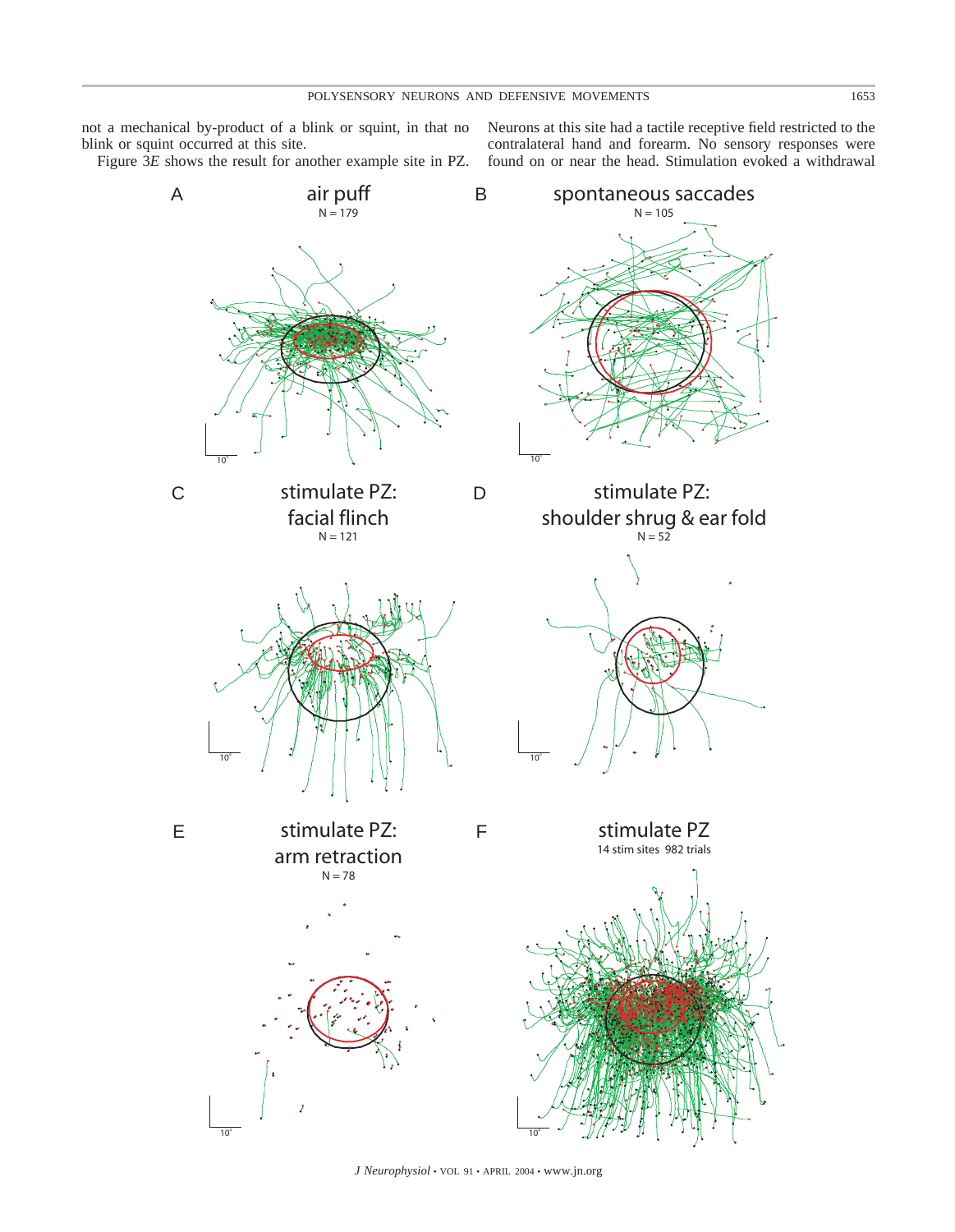not a mechanical by-product of a blink or squint, in that no blink or squint occurred at this site.

Figure 3*E* shows the result for another example site in PZ. Neurons at this site had a tactile receptive field restricted to the contralateral hand and forearm. No sensory responses were found on or near the head. Stimulation evoked a withdrawal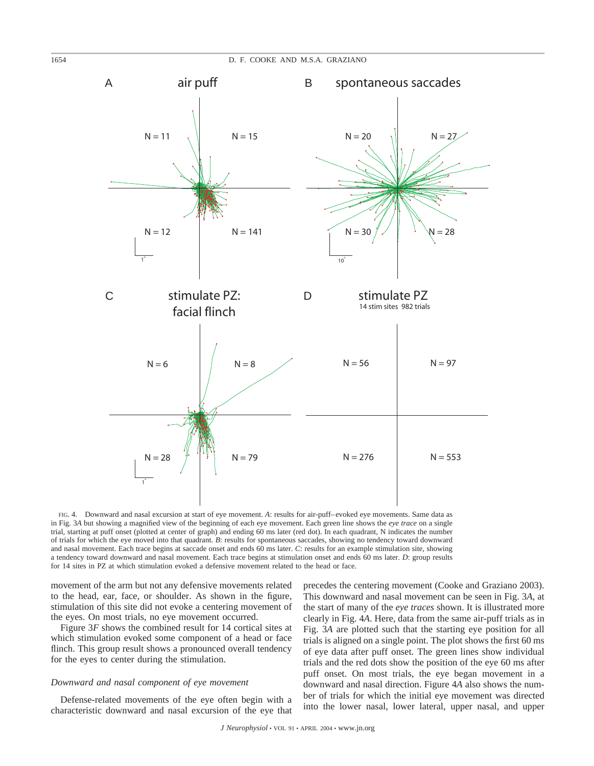FIG. 4. Downward and nasal excursion at start of eye movement. *A*: results for air-puff–evoked eye movements. Same data as in Fig. 3*A* but showing a magnified view of the beginning of each eye movement. Each green line shows the *eye trace* on a single trial, starting at puff onset (plotted at center of graph) and ending 60 ms later (red dot). In each quadrant, N indicates the number of trials for which the eye moved into that quadrant. *B*: results for spontaneous saccades, showing no tendency toward downward and nasal movement. Each trace begins at saccade onset and ends 60 ms later. *C*: results for an example stimulation site, showing a tendency toward downward and nasal movement. Each trace begins at stimulation onset and ends 60 ms later. *D*: group results for 14 sites in PZ at which stimulation evoked a defensive movement related to the head or face.

movement of the arm but not any defensive movements related to the head, ear, face, or shoulder. As shown in the figure, stimulation of this site did not evoke a centering movement of the eyes. On most trials, no eye movement occurred.

Figure 3*F* shows the combined result for 14 cortical sites at which stimulation evoked some component of a head or face flinch. This group result shows a pronounced overall tendency for the eyes to center during the stimulation.

### *Downward and nasal component of eye movement*

Defense-related movements of the eye often begin with a characteristic downward and nasal excursion of the eye that precedes the centering movement (Cooke and Graziano 2003). This downward and nasal movement can be seen in Fig. 3*A*, at the start of many of the *eye traces* shown. It is illustrated more clearly in Fig. 4*A*. Here, data from the same air-puff trials as in Fig. 3*A* are plotted such that the starting eye position for all trials is aligned on a single point. The plot shows the first 60 ms of eye data after puff onset. The green lines show individual trials and the red dots show the position of the eye 60 ms after puff onset. On most trials, the eye began movement in a downward and nasal direction. Figure 4*A* also shows the number of trials for which the initial eye movement was directed into the lower nasal, lower lateral, upper nasal, and upper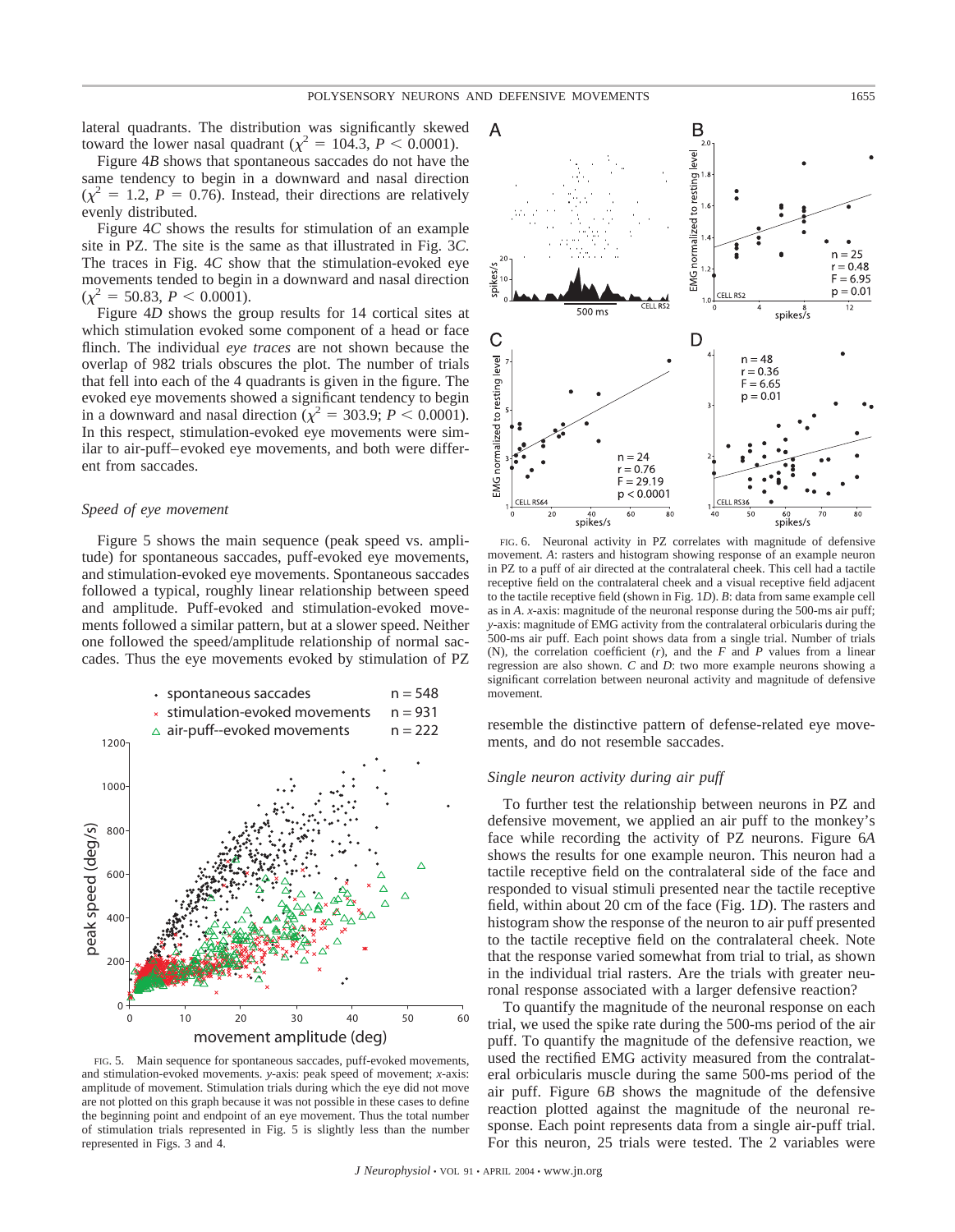lateral quadrants. The distribution was significantly skewed toward the lower nasal quadrant ($\chi^2 = 104.3$, $P < 0.0001$).

Figure 4*B* shows that spontaneous saccades do not have the same tendency to begin in a downward and nasal direction ($\chi^2 = 1.2$, $P = 0.76$). Instead, their directions are relatively evenly distributed.

Figure 4*C* shows the results for stimulation of an example site in PZ. The site is the same as that illustrated in Fig. 3*C*. The traces in Fig. 4*C* show that the stimulation-evoked eye movements tended to begin in a downward and nasal direction ($\chi^2 = 50.83$, $P < 0.0001$).

Figure 4*D* shows the group results for 14 cortical sites at which stimulation evoked some component of a head or face flinch. The individual *eye traces* are not shown because the overlap of 982 trials obscures the plot. The number of trials that fell into each of the 4 quadrants is given in the figure. The evoked eye movements showed a significant tendency to begin in a downward and nasal direction ($\chi^2 = 303.9$; $P < 0.0001$). In this respect, stimulation-evoked eye movements were similar to air-puff–evoked eye movements, and both were different from saccades.

### *Speed of eye movement*

Figure 5 shows the main sequence (peak speed vs. amplitude) for spontaneous saccades, puff-evoked eye movements, and stimulation-evoked eye movements. Spontaneous saccades followed a typical, roughly linear relationship between speed and amplitude. Puff-evoked and stimulation-evoked movements followed a similar pattern, but at a slower speed. Neither one followed the speed/amplitude relationship of normal saccades. Thus the eye movements evoked by stimulation of PZ resemble the distinctive pattern of defense-related eye movements, and do not resemble saccades.

FIG. 5. Main sequence for spontaneous saccades, puff-evoked movements, and stimulation-evoked movements. *y*-axis: peak speed of movement; *x*-axis: amplitude of movement. Stimulation trials during which the eye did not move are not plotted on this graph because it was not possible in these cases to define the beginning point and endpoint of an eye movement. Thus the total number of stimulation trials represented in Fig. 5 is slightly less than the number represented in Figs. 3 and 4.

FIG. 6. Neuronal activity in PZ correlates with magnitude of defensive movement. *A*: rasters and histogram showing response of an example neuron in PZ to a puff of air directed at the contralateral cheek. This cell had a tactile receptive field on the contralateral cheek and a visual receptive field adjacent to the tactile receptive field (shown in Fig. 1*D*). *B*: data from same example cell as in *A*. *x*-axis: magnitude of the neuronal response during the 500-ms air puff; *y*-axis: magnitude of EMG activity from the contralateral orbicularis during the 500-ms air puff. Each point shows data from a single trial. Number of trials (N), the correlation coefficient (*r*), and the *F* and *P* values from a linear regression are also shown. *C* and *D*: two more example neurons showing a significant correlation between neuronal activity and magnitude of defensive movement.

### *Single neuron activity during air puff*

To further test the relationship between neurons in PZ and defensive movement, we applied an air puff to the monkey's face while recording the activity of PZ neurons. Figure 6*A* shows the results for one example neuron. This neuron had a tactile receptive field on the contralateral side of the face and responded to visual stimuli presented near the tactile receptive field, within about 20 cm of the face (Fig. 1*D*). The rasters and histogram show the response of the neuron to air puff presented to the tactile receptive field on the contralateral cheek. Note that the response varied somewhat from trial to trial, as shown in the individual trial rasters. Are the trials with greater neuronal response associated with a larger defensive reaction?

To quantify the magnitude of the neuronal response on each trial, we used the spike rate during the 500-ms period of the air puff. To quantify the magnitude of the defensive reaction, we used the rectified EMG activity measured from the contralateral orbicularis muscle during the same 500-ms period of the air puff. Figure 6*B* shows the magnitude of the defensive reaction plotted against the magnitude of the neuronal response. Each point represents data from a single air-puff trial. For this neuron, 25 trials were tested. The 2 variables were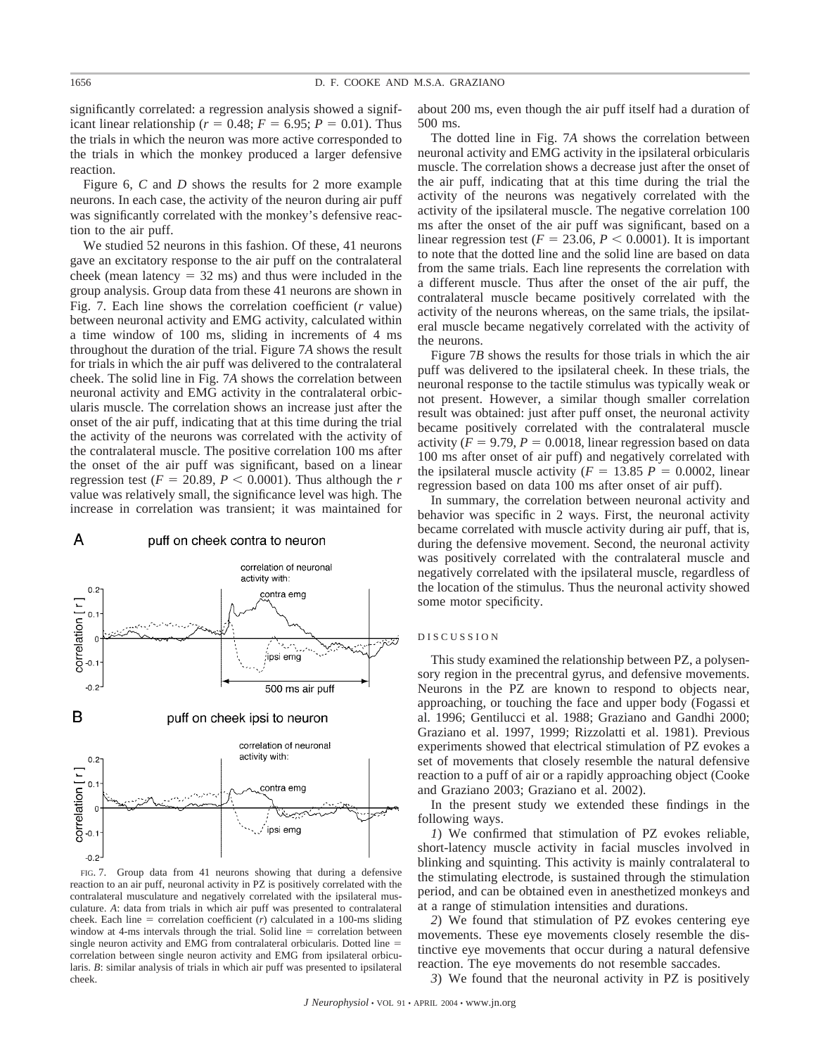significantly correlated: a regression analysis showed a significant linear relationship ($r = 0.48$; $F = 6.95$; $P = 0.01$). Thus the trials in which the neuron was more active corresponded to the trials in which the monkey produced a larger defensive reaction.

Figure 6, *C* and *D* shows the results for 2 more example neurons. In each case, the activity of the neuron during air puff was significantly correlated with the monkey's defensive reaction to the air puff.

We studied 52 neurons in this fashion. Of these, 41 neurons gave an excitatory response to the air puff on the contralateral cheek (mean latency = 32 ms) and thus were included in the group analysis. Group data from these 41 neurons are shown in Fig. 7. Each line shows the correlation coefficient ($r$ value) between neuronal activity and EMG activity, calculated within a time window of 100 ms, sliding in increments of 4 ms throughout the duration of the trial. Figure 7*A* shows the result for trials in which the air puff was delivered to the contralateral cheek. The solid line in Fig. 7*A* shows the correlation between neuronal activity and EMG activity in the contralateral orbicularis muscle. The correlation shows an increase just after the onset of the air puff, indicating that at this time during the trial the activity of the neurons was correlated with the activity of the contralateral muscle. The positive correlation 100 ms after the onset of the air puff was significant, based on a linear regression test ($F = 20.89$, $P < 0.0001$). Thus although the $r$ value was relatively small, the significance level was high. The increase in correlation was transient; it was maintained for about 200 ms, even though the air puff itself had a duration of 500 ms.

The dotted line in Fig. 7*A* shows the correlation between neuronal activity and EMG activity in the ipsilateral orbicularis muscle. The correlation shows a decrease just after the onset of the air puff, indicating that at this time during the trial the activity of the neurons was negatively correlated with the activity of the ipsilateral muscle. The negative correlation 100 ms after the onset of the air puff was significant, based on a linear regression test ($F = 23.06$, $P < 0.0001$). It is important to note that the dotted line and the solid line are based on data from the same trials. Each line represents the correlation with a different muscle. Thus after the onset of the air puff, the contralateral muscle became positively correlated with the activity of the neurons whereas, on the same trials, the ipsilateral muscle became negatively correlated with the activity of the neurons.

Figure 7*B* shows the results for those trials in which the air puff was delivered to the ipsilateral cheek. In these trials, the neuronal response to the tactile stimulus was typically weak or not present. However, a similar though smaller correlation result was obtained: just after puff onset, the neuronal activity became positively correlated with the contralateral muscle activity ($F = 9.79$, $P = 0.0018$, linear regression based on data 100 ms after onset of air puff) and negatively correlated with the ipsilateral muscle activity ($F = 13.85$ $P = 0.0002$, linear regression based on data 100 ms after onset of air puff).

In summary, the correlation between neuronal activity and behavior was specific in 2 ways. First, the neuronal activity became correlated with muscle activity during air puff, that is, during the defensive movement. Second, the neuronal activity was positively correlated with the contralateral muscle and negatively correlated with the ipsilateral muscle, regardless of the location of the stimulus. Thus the neuronal activity showed some motor specificity.

FIG. 7. Group data from 41 neurons showing that during a defensive reaction to an air puff, neuronal activity in PZ is positively correlated with the contralateral musculature and negatively correlated with the ipsilateral musculature. *A*: data from trials in which air puff was presented to contralateral cheek. Each line = correlation coefficient ($r$) calculated in a 100-ms sliding window at 4-ms intervals through the trial. Solid line = correlation between single neuron activity and EMG from contralateral orbicularis. Dotted line = correlation between single neuron activity and EMG from ipsilateral orbicularis. *B*: similar analysis of trials in which air puff was presented to ipsilateral cheek.

## DISCUSSION

This study examined the relationship between PZ, a polysensory region in the precentral gyrus, and defensive movements. Neurons in the PZ are known to respond to objects near, approaching, or touching the face and upper body (Fogassi et al. 1996; Gentilucci et al. 1988; Graziano and Gandhi 2000; Graziano et al. 1997, 1999; Rizzolatti et al. 1981). Previous experiments showed that electrical stimulation of PZ evokes a set of movements that closely resemble the natural defensive reaction to a puff of air or a rapidly approaching object (Cooke and Graziano 2003; Graziano et al. 2002).

In the present study we extended these findings in the following ways.

*1*) We confirmed that stimulation of PZ evokes reliable, short-latency muscle activity in facial muscles involved in blinking and squinting. This activity is mainly contralateral to the stimulating electrode, is sustained through the stimulation period, and can be obtained even in anesthetized monkeys and at a range of stimulation intensities and durations.

*2*) We found that stimulation of PZ evokes centering eye movements. These eye movements closely resemble the distinctive eye movements that occur during a natural defensive reaction. The eye movements do not resemble saccades.

*3*) We found that the neuronal activity in PZ is positively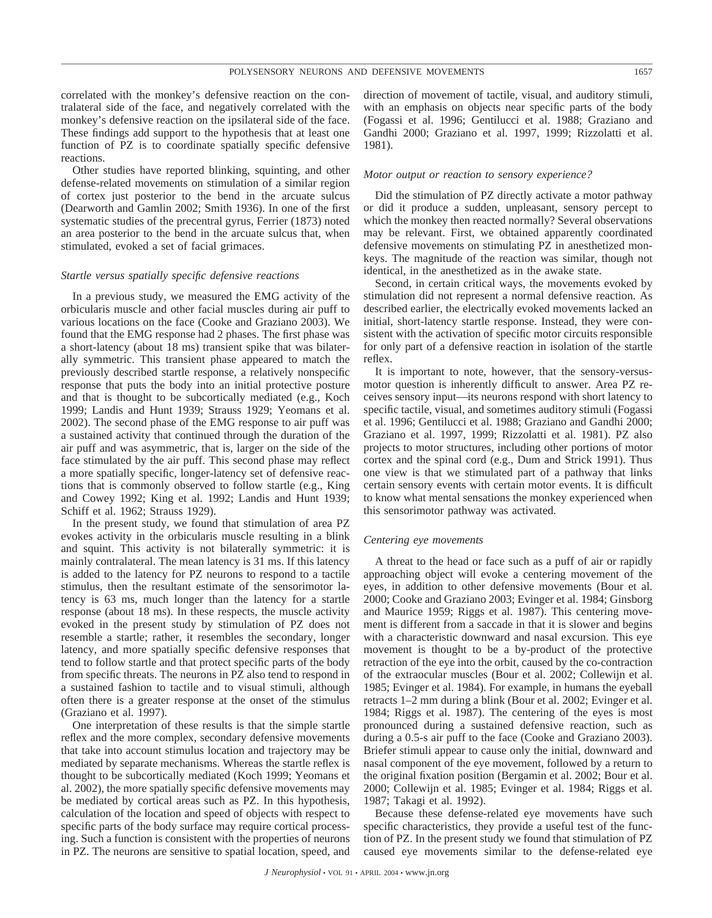correlated with the monkey's defensive reaction on the contralateral side of the face, and negatively correlated with the monkey's defensive reaction on the ipsilateral side of the face. These findings add support to the hypothesis that at least one function of PZ is to coordinate spatially specific defensive reactions.

Other studies have reported blinking, squinting, and other defense-related movements on stimulation of a similar region of cortex just posterior to the bend in the arcuate sulcus (Dearworth and Gamlin 2002; Smith 1936). In one of the first systematic studies of the precentral gyrus, Ferrier (1873) noted an area posterior to the bend in the arcuate sulcus that, when stimulated, evoked a set of facial grimaces.

### *Startle versus spatially specific defensive reactions*

In a previous study, we measured the EMG activity of the orbicularis muscle and other facial muscles during air puff to various locations on the face (Cooke and Graziano 2003). We found that the EMG response had 2 phases. The first phase was a short-latency (about 18 ms) transient spike that was bilaterally symmetric. This transient phase appeared to match the previously described startle response, a relatively nonspecific response that puts the body into an initial protective posture and that is thought to be subcortically mediated (e.g., Koch 1999; Landis and Hunt 1939; Strauss 1929; Yeomans et al. 2002). The second phase of the EMG response to air puff was a sustained activity that continued through the duration of the air puff and was asymmetric, that is, larger on the side of the face stimulated by the air puff. This second phase may reflect a more spatially specific, longer-latency set of defensive reactions that is commonly observed to follow startle (e.g., King and Cowey 1992; King et al. 1992; Landis and Hunt 1939; Schiff et al. 1962; Strauss 1929).

In the present study, we found that stimulation of area PZ evokes activity in the orbicularis muscle resulting in a blink and squint. This activity is not bilaterally symmetric: it is mainly contralateral. The mean latency is 31 ms. If this latency is added to the latency for PZ neurons to respond to a tactile stimulus, then the resultant estimate of the sensorimotor latency is 63 ms, much longer than the latency for a startle response (about 18 ms). In these respects, the muscle activity evoked in the present study by stimulation of PZ does not resemble a startle; rather, it resembles the secondary, longer latency, and more spatially specific defensive responses that tend to follow startle and that protect specific parts of the body from specific threats. The neurons in PZ also tend to respond in a sustained fashion to tactile and to visual stimuli, although often there is a greater response at the onset of the stimulus (Graziano et al. 1997).

One interpretation of these results is that the simple startle reflex and the more complex, secondary defensive movements that take into account stimulus location and trajectory may be mediated by separate mechanisms. Whereas the startle reflex is thought to be subcortically mediated (Koch 1999; Yeomans et al. 2002), the more spatially specific defensive movements may be mediated by cortical areas such as PZ. In this hypothesis, calculation of the location and speed of objects with respect to specific parts of the body surface may require cortical processing. Such a function is consistent with the properties of neurons in PZ. The neurons are sensitive to spatial location, speed, and direction of movement of tactile, visual, and auditory stimuli, with an emphasis on objects near specific parts of the body (Fogassi et al. 1996; Gentilucci et al. 1988; Graziano and Gandhi 2000; Graziano et al. 1997, 1999; Rizzolatti et al. 1981).

### *Motor output or reaction to sensory experience?*

Did the stimulation of PZ directly activate a motor pathway or did it produce a sudden, unpleasant, sensory percept to which the monkey then reacted normally? Several observations may be relevant. First, we obtained apparently coordinated defensive movements on stimulating PZ in anesthetized monkeys. The magnitude of the reaction was similar, though not identical, in the anesthetized as in the awake state.

Second, in certain critical ways, the movements evoked by stimulation did not represent a normal defensive reaction. As described earlier, the electrically evoked movements lacked an initial, short-latency startle response. Instead, they were consistent with the activation of specific motor circuits responsible for only part of a defensive reaction in isolation of the startle reflex.

It is important to note, however, that the sensory-versus-motor question is inherently difficult to answer. Area PZ receives sensory input—its neurons respond with short latency to specific tactile, visual, and sometimes auditory stimuli (Fogassi et al. 1996; Gentilucci et al. 1988; Graziano and Gandhi 2000; Graziano et al. 1997, 1999; Rizzolatti et al. 1981). PZ also projects to motor structures, including other portions of motor cortex and the spinal cord (e.g., Dum and Strick 1991). Thus one view is that we stimulated part of a pathway that links certain sensory events with certain motor events. It is difficult to know what mental sensations the monkey experienced when this sensorimotor pathway was activated.

### *Centering eye movements*

A threat to the head or face such as a puff of air or rapidly approaching object will evoke a centering movement of the eyes, in addition to other defensive movements (Bour et al. 2000; Cooke and Graziano 2003; Evinger et al. 1984; Ginsborg and Maurice 1959; Riggs et al. 1987). This centering movement is different from a saccade in that it is slower and begins with a characteristic downward and nasal excursion. This eye movement is thought to be a by-product of the protective retraction of the eye into the orbit, caused by the co-contraction of the extraocular muscles (Bour et al. 2002; Collewijn et al. 1985; Evinger et al. 1984). For example, in humans the eyeball retracts 1–2 mm during a blink (Bour et al. 2002; Evinger et al. 1984; Riggs et al. 1987). The centering of the eyes is most pronounced during a sustained defensive reaction, such as during a 0.5-s air puff to the face (Cooke and Graziano 2003). Briefer stimuli appear to cause only the initial, downward and nasal component of the eye movement, followed by a return to the original fixation position (Bergamin et al. 2002; Bour et al. 2000; Collewijn et al. 1985; Evinger et al. 1984; Riggs et al. 1987; Takagi et al. 1992).

Because these defense-related eye movements have such specific characteristics, they provide a useful test of the function of PZ. In the present study we found that stimulation of PZ caused eye movements similar to the defense-related eye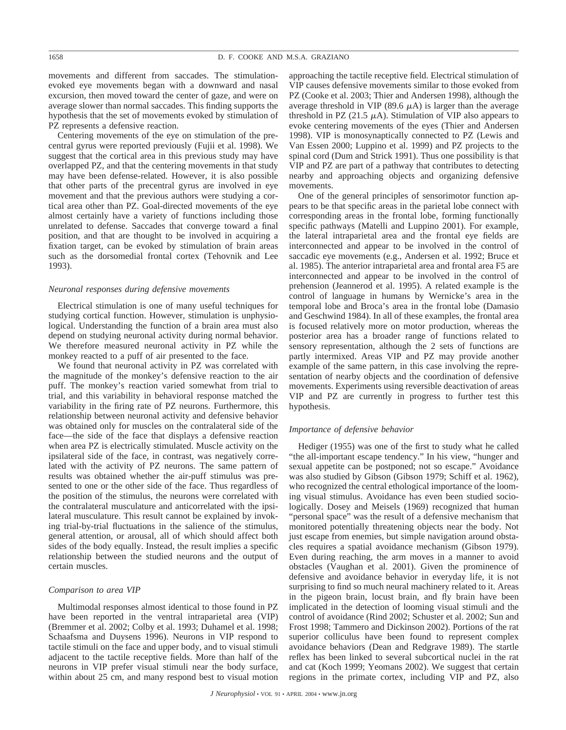movements and different from saccades. The stimulation-evoked eye movements began with a downward and nasal excursion, then moved toward the center of gaze, and were on average slower than normal saccades. This finding supports the hypothesis that the set of movements evoked by stimulation of PZ represents a defensive reaction.

Centering movements of the eye on stimulation of the precentral gyrus were reported previously (Fujii et al. 1998). We suggest that the cortical area in this previous study may have overlapped PZ, and that the centering movements in that study may have been defense-related. However, it is also possible that other parts of the precentral gyrus are involved in eye movement and that the previous authors were studying a cortical area other than PZ. Goal-directed movements of the eye almost certainly have a variety of functions including those unrelated to defense. Saccades that converge toward a final position, and that are thought to be involved in acquiring a fixation target, can be evoked by stimulation of brain areas such as the dorsomedial frontal cortex (Tehovnik and Lee 1993).

### *Neuronal responses during defensive movements*

Electrical stimulation is one of many useful techniques for studying cortical function. However, stimulation is unphysiological. Understanding the function of a brain area must also depend on studying neuronal activity during normal behavior. We therefore measured neuronal activity in PZ while the monkey reacted to a puff of air presented to the face.

We found that neuronal activity in PZ was correlated with the magnitude of the monkey's defensive reaction to the air puff. The monkey's reaction varied somewhat from trial to trial, and this variability in behavioral response matched the variability in the firing rate of PZ neurons. Furthermore, this relationship between neuronal activity and defensive behavior was obtained only for muscles on the contralateral side of the face—the side of the face that displays a defensive reaction when area PZ is electrically stimulated. Muscle activity on the ipsilateral side of the face, in contrast, was negatively correlated with the activity of PZ neurons. The same pattern of results was obtained whether the air-puff stimulus was presented to one or the other side of the face. Thus regardless of the position of the stimulus, the neurons were correlated with the contralateral musculature and anticorrelated with the ipsilateral musculature. This result cannot be explained by invoking trial-by-trial fluctuations in the salience of the stimulus, general attention, or arousal, all of which should affect both sides of the body equally. Instead, the result implies a specific relationship between the studied neurons and the output of certain muscles.

### *Comparison to area VIP*

Multimodal responses almost identical to those found in PZ have been reported in the ventral intraparietal area (VIP) (Bremmer et al. 2002; Colby et al. 1993; Duhamel et al. 1998; Schaafsma and Duysens 1996). Neurons in VIP respond to tactile stimuli on the face and upper body, and to visual stimuli adjacent to the tactile receptive fields. More than half of the neurons in VIP prefer visual stimuli near the body surface, within about 25 cm, and many respond best to visual motion approaching the tactile receptive field. Electrical stimulation of VIP causes defensive movements similar to those evoked from PZ (Cooke et al. 2003; Thier and Andersen 1998), although the average threshold in VIP (89.6 $\mu$A) is larger than the average threshold in PZ (21.5 $\mu$A). Stimulation of VIP also appears to evoke centering movements of the eyes (Thier and Andersen 1998). VIP is monosynaptically connected to PZ (Lewis and Van Essen 2000; Luppino et al. 1999) and PZ projects to the spinal cord (Dum and Strick 1991). Thus one possibility is that VIP and PZ are part of a pathway that contributes to detecting nearby and approaching objects and organizing defensive movements.

One of the general principles of sensorimotor function appears to be that specific areas in the parietal lobe connect with corresponding areas in the frontal lobe, forming functionally specific pathways (Matelli and Luppino 2001). For example, the lateral intraparietal area and the frontal eye fields are interconnected and appear to be involved in the control of saccadic eye movements (e.g., Andersen et al. 1992; Bruce et al. 1985). The anterior intraparietal area and frontal area F5 are interconnected and appear to be involved in the control of prehension (Jeannerod et al. 1995). A related example is the control of language in humans by Wernicke's area in the temporal lobe and Broca's area in the frontal lobe (Damasio and Geschwind 1984). In all of these examples, the frontal area is focused relatively more on motor production, whereas the posterior area has a broader range of functions related to sensory representation, although the 2 sets of functions are partly intermixed. Areas VIP and PZ may provide another example of the same pattern, in this case involving the representation of nearby objects and the coordination of defensive movements. Experiments using reversible deactivation of areas VIP and PZ are currently in progress to further test this hypothesis.

### *Importance of defensive behavior*

Hediger (1955) was one of the first to study what he called "the all-important escape tendency." In his view, "hunger and sexual appetite can be postponed; not so escape." Avoidance was also studied by Gibson (Gibson 1979; Schiff et al. 1962), who recognized the central ethological importance of the looming visual stimulus. Avoidance has even been studied sociologically. Dosey and Meisels (1969) recognized that human "personal space" was the result of a defensive mechanism that monitored potentially threatening objects near the body. Not just escape from enemies, but simple navigation around obstacles requires a spatial avoidance mechanism (Gibson 1979). Even during reaching, the arm moves in a manner to avoid obstacles (Vaughan et al. 2001). Given the prominence of defensive and avoidance behavior in everyday life, it is not surprising to find so much neural machinery related to it. Areas in the pigeon brain, locust brain, and fly brain have been implicated in the detection of looming visual stimuli and the control of avoidance (Rind 2002; Schuster et al. 2002; Sun and Frost 1998; Tammero and Dickinson 2002). Portions of the rat superior colliculus have been found to represent complex avoidance behaviors (Dean and Redgrave 1989). The startle reflex has been linked to several subcortical nuclei in the rat and cat (Koch 1999; Yeomans 2002). We suggest that certain regions in the primate cortex, including VIP and PZ, also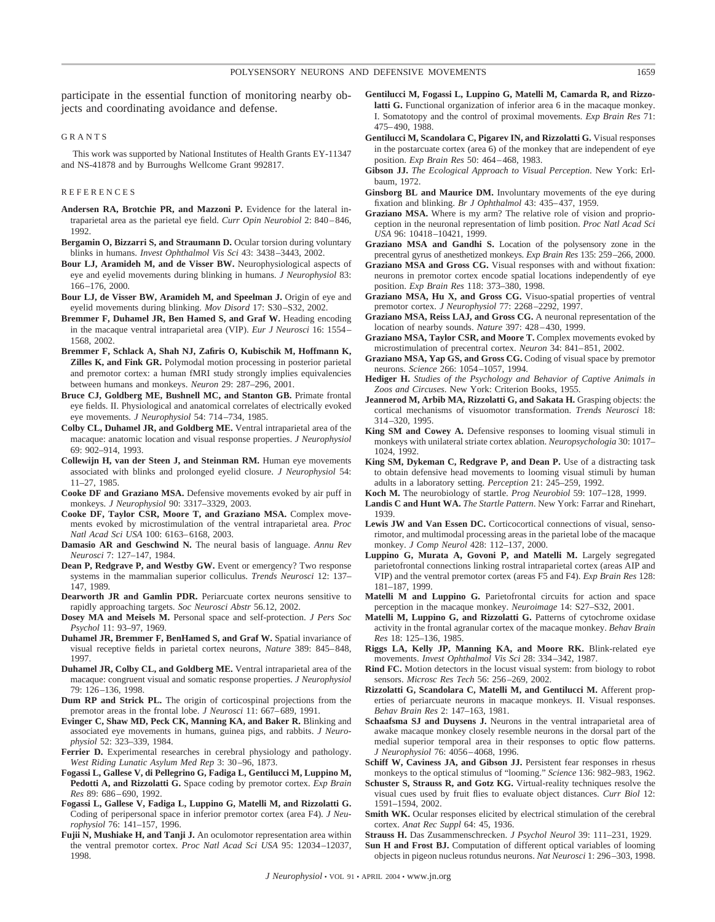participate in the essential function of monitoring nearby objects and coordinating avoidance and defense.

## GRANTS

This work was supported by National Institutes of Health Grants EY-11347 and NS-41878 and by Burroughs Wellcome Grant 992817.

## REFERENCES

**Andersen RA, Brotchie PR, and Mazzoni P.** Evidence for the lateral intraparietal area as the parietal eye field. *Curr Opin Neurobiol* 2: 840–846, 1992.

**Bergamin O, Bizzarri S, and Straumann D.** Ocular torsion during voluntary blinks in humans. *Invest Ophthalmol Vis Sci* 43: 3438–3443, 2002.

**Bour LJ, Aramideh M, and de Visser BW.** Neurophysiological aspects of eye and eyelid movements during blinking in humans. *J Neurophysiol* 83: 166–176, 2000.

**Bour LJ, de Visser BW, Aramideh M, and Speelman J.** Origin of eye and eyelid movements during blinking. *Mov Disord* 17: S30–S32, 2002.

**Bremmer F, Duhamel JR, Ben Hamed S, and Graf W.** Heading encoding in the macaque ventral intraparietal area (VIP). *Eur J Neurosci* 16: 1554–1568, 2002.

**Bremmer F, Schlack A, Shah NJ, Zafiris O, Kubischik M, Hoffmann K, Zilles K, and Fink GR.** Polymodal motion processing in posterior parietal and premotor cortex: a human fMRI study strongly implies equivalencies between humans and monkeys. *Neuron* 29: 287–296, 2001.

**Bruce CJ, Goldberg ME, Bushnell MC, and Stanton GB.** Primate frontal eye fields. II. Physiological and anatomical correlates of electrically evoked eye movements. *J Neurophysiol* 54: 714–734, 1985.

**Colby CL, Duhamel JR, and Goldberg ME.** Ventral intraparietal area of the macaque: anatomic location and visual response properties. *J Neurophysiol* 69: 902–914, 1993.

**Collewijn H, van der Steen J, and Steinman RM.** Human eye movements associated with blinks and prolonged eyelid closure. *J Neurophysiol* 54: 11–27, 1985.

**Cooke DF and Graziano MSA.** Defensive movements evoked by air puff in monkeys. *J Neurophysiol* 90: 3317–3329, 2003.

**Cooke DF, Taylor CSR, Moore T, and Graziano MSA.** Complex movements evoked by microstimulation of the ventral intraparietal area. *Proc Natl Acad Sci USA* 100: 6163–6168, 2003.

**Damasio AR and Geschwind N.** The neural basis of language. *Annu Rev Neurosci* 7: 127–147, 1984.

**Dean P, Redgrave P, and Westby GW.** Event or emergency? Two response systems in the mammalian superior colliculus. *Trends Neurosci* 12: 137–147, 1989.

**Dearworth JR and Gamlin PDR.** Periarcuate cortex neurons sensitive to rapidly approaching targets. *Soc Neurosci Abstr* 56.12, 2002.

**Dosey MA and Meisels M.** Personal space and self-protection. *J Pers Soc Psychol* 11: 93–97, 1969.

**Duhamel JR, Bremmer F, BenHamed S, and Graf W.** Spatial invariance of visual receptive fields in parietal cortex neurons, *Nature* 389: 845–848, 1997.

**Duhamel JR, Colby CL, and Goldberg ME.** Ventral intraparietal area of the macaque: congruent visual and somatic response properties. *J Neurophysiol* 79: 126–136, 1998.

**Dum RP and Strick PL.** The origin of corticospinal projections from the premotor areas in the frontal lobe. *J Neurosci* 11: 667–689, 1991.

**Evinger C, Shaw MD, Peck CK, Manning KA, and Baker R.** Blinking and associated eye movements in humans, guinea pigs, and rabbits. *J Neurophysiol* 52: 323–339, 1984.

**Ferrier D.** Experimental researches in cerebral physiology and pathology. *West Riding Lunatic Asylum Med Rep* 3: 30–96, 1873.

**Fogassi L, Gallese V, di Pellegrino G, Fadiga L, Gentilucci M, Luppino M, Pedotti A, and Rizzolatti G.** Space coding by premotor cortex. *Exp Brain Res* 89: 686–690, 1992.

**Fogassi L, Gallese V, Fadiga L, Luppino G, Matelli M, and Rizzolatti G.** Coding of peripersonal space in inferior premotor cortex (area F4). *J Neurophysiol* 76: 141–157, 1996.

**Fujii N, Mushiake H, and Tanji J.** An oculomotor representation area within the ventral premotor cortex. *Proc Natl Acad Sci USA* 95: 12034–12037, 1998.

**Gentilucci M, Fogassi L, Luppino G, Matelli M, Camarda R, and Rizzolatti G.** Functional organization of inferior area 6 in the macaque monkey. I. Somatotopy and the control of proximal movements. *Exp Brain Res* 71: 475–490, 1988.

**Gentilucci M, Scandolara C, Pigarev IN, and Rizzolatti G.** Visual responses in the postarcuate cortex (area 6) of the monkey that are independent of eye position. *Exp Brain Res* 50: 464–468, 1983.

**Gibson JJ.** *The Ecological Approach to Visual Perception*. New York: Erlbaum, 1972.

**Ginsborg BL and Maurice DM.** Involuntary movements of the eye during fixation and blinking. *Br J Ophthalmol* 43: 435–437, 1959.

**Graziano MSA.** Where is my arm? The relative role of vision and proprioception in the neuronal representation of limb position. *Proc Natl Acad Sci USA* 96: 10418–10421, 1999.

**Graziano MSA and Gandhi S.** Location of the polysensory zone in the precentral gyrus of anesthetized monkeys. *Exp Brain Res* 135: 259–266, 2000.

**Graziano MSA and Gross CG.** Visual responses with and without fixation: neurons in premotor cortex encode spatial locations independently of eye position. *Exp Brain Res* 118: 373–380, 1998.

**Graziano MSA, Hu X, and Gross CG.** Visuo-spatial properties of ventral premotor cortex. *J Neurophysiol* 77: 2268–2292, 1997.

**Graziano MSA, Reiss LAJ, and Gross CG.** A neuronal representation of the location of nearby sounds. *Nature* 397: 428–430, 1999.

**Graziano MSA, Taylor CSR, and Moore T.** Complex movements evoked by microstimulation of precentral cortex. *Neuron* 34: 841–851, 2002.

**Graziano MSA, Yap GS, and Gross CG.** Coding of visual space by premotor neurons. *Science* 266: 1054–1057, 1994.

**Hediger H.** *Studies of the Psychology and Behavior of Captive Animals in Zoos and Circuses*. New York: Criterion Books, 1955.

**Jeannerod M, Arbib MA, Rizzolatti G, and Sakata H.** Grasping objects: the cortical mechanisms of visuomotor transformation. *Trends Neurosci* 18: 314–320, 1995.

**King SM and Cowey A.** Defensive responses to looming visual stimuli in monkeys with unilateral striate cortex ablation. *Neuropsychologia* 30: 1017–1024, 1992.

**King SM, Dykeman C, Redgrave P, and Dean P.** Use of a distracting task to obtain defensive head movements to looming visual stimuli by human adults in a laboratory setting. *Perception* 21: 245–259, 1992.

**Koch M.** The neurobiology of startle. *Prog Neurobiol* 59: 107–128, 1999.

**Landis C and Hunt WA.** *The Startle Pattern*. New York: Farrar and Rinehart, 1939.

**Lewis JW and Van Essen DC.** Corticocortical connections of visual, sensorimotor, and multimodal processing areas in the parietal lobe of the macaque monkey. *J Comp Neurol* 428: 112–137, 2000.

**Luppino G, Murata A, Govoni P, and Matelli M.** Largely segregated parietofrontal connections linking rostral intraparietal cortex (areas AIP and VIP) and the ventral premotor cortex (areas F5 and F4). *Exp Brain Res* 128: 181–187, 1999.

**Matelli M and Luppino G.** Parietofrontal circuits for action and space perception in the macaque monkey. *Neuroimage* 14: S27–S32, 2001.

**Matelli M, Luppino G, and Rizzolatti G.** Patterns of cytochrome oxidase activity in the frontal agranular cortex of the macaque monkey. *Behav Brain Res* 18: 125–136, 1985.

**Riggs LA, Kelly JP, Manning KA, and Moore RK.** Blink-related eye movements. *Invest Ophthalmol Vis Sci* 28: 334–342, 1987.

**Rind FC.** Motion detectors in the locust visual system: from biology to robot sensors. *Microsc Res Tech* 56: 256–269, 2002.

**Rizzolatti G, Scandolara C, Matelli M, and Gentilucci M.** Afferent properties of periarcuate neurons in macaque monkeys. II. Visual responses. *Behav Brain Res* 2: 147–163, 1981.

**Schaafsma SJ and Duysens J.** Neurons in the ventral intraparietal area of awake macaque monkey closely resemble neurons in the dorsal part of the medial superior temporal area in their responses to optic flow patterns. *J Neurophysiol* 76: 4056–4068, 1996.

**Schiff W, Caviness JA, and Gibson JJ.** Persistent fear responses in rhesus monkeys to the optical stimulus of "looming." *Science* 136: 982–983, 1962.

**Schuster S, Strauss R, and Gotz KG.** Virtual-reality techniques resolve the visual cues used by fruit flies to evaluate object distances. *Curr Biol* 12: 1591–1594, 2002.

**Smith WK.** Ocular responses elicited by electrical stimulation of the cerebral cortex. *Anat Rec Suppl* 64: 45, 1936.

**Strauss H.** Das Zusammenschrecken. *J Psychol Neurol* 39: 111–231, 1929.

**Sun H and Frost BJ.** Computation of different optical variables of looming objects in pigeon nucleus rotundus neurons. *Nat Neurosci* 1: 296–303, 1998.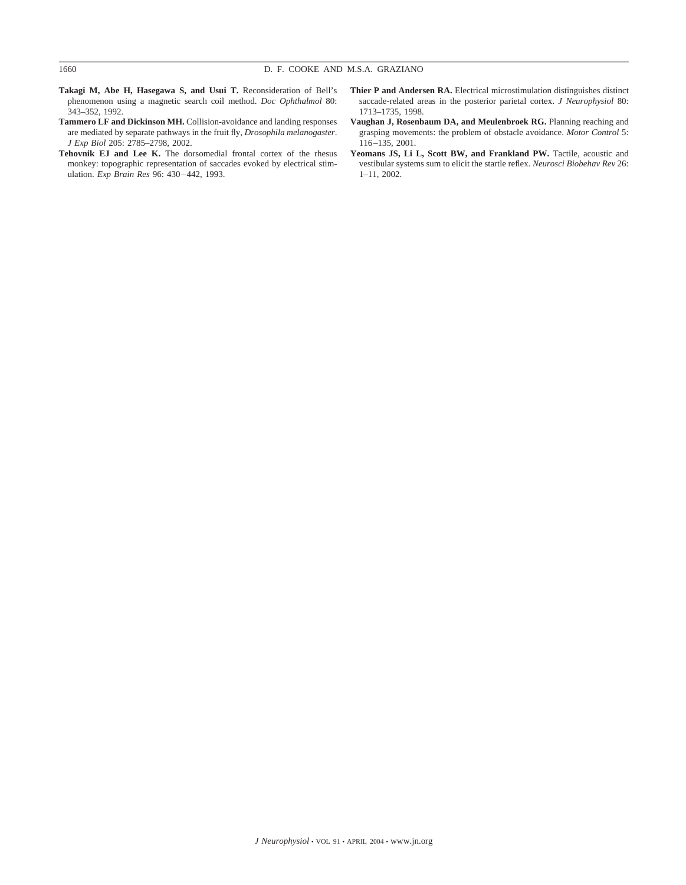**Takagi M, Abe H, Hasegawa S, and Usui T.** Reconsideration of Bell's phenomenon using a magnetic search coil method. *Doc Ophthalmol* 80: 343–352, 1992.

**Tammero LF and Dickinson MH.** Collision-avoidance and landing responses are mediated by separate pathways in the fruit fly, *Drosophila melanogaster*. *J Exp Biol* 205: 2785–2798, 2002.

**Tehovnik EJ and Lee K.** The dorsomedial frontal cortex of the rhesus monkey: topographic representation of saccades evoked by electrical stimulation. *Exp Brain Res* 96: 430–442, 1993.

**Thier P and Andersen RA.** Electrical microstimulation distinguishes distinct saccade-related areas in the posterior parietal cortex. *J Neurophysiol* 80: 1713–1735, 1998.

**Vaughan J, Rosenbaum DA, and Meulenbroek RG.** Planning reaching and grasping movements: the problem of obstacle avoidance. *Motor Control* 5: 116–135, 2001.

**Yeomans JS, Li L, Scott BW, and Frankland PW.** Tactile, acoustic and vestibular systems sum to elicit the startle reflex. *Neurosci Biobehav Rev* 26: 1–11, 2002.